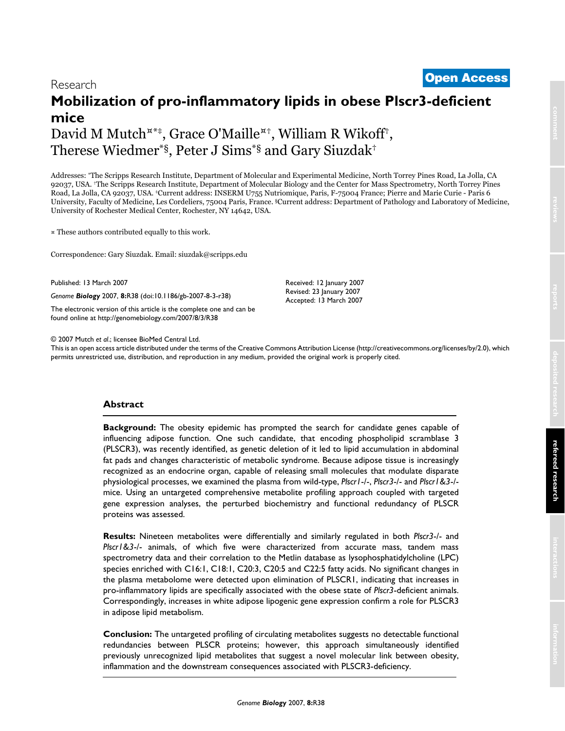Research

**Open Access**

# Mobilization of pro-inflammatory lipids in obese Plscr3-deficient mice

David M Mutch[¤*‡], Grace O'Maille[¤†], William R Wikoff[†], Therese Wiedmer[*§], Peter J Sims[*§] and Gary Siuzdak[†]

Addresses: [*]The Scripps Research Institute, Department of Molecular and Experimental Medicine, North Torrey Pines Road, La Jolla, CA 92037, USA. [†]The Scripps Research Institute, Department of Molecular Biology and the Center for Mass Spectrometry, North Torrey Pines Road, La Jolla, CA 92037, USA. [‡]Current address: INSERM U755 Nutriomique, Paris, F-75004 France; Pierre and Marie Curie - Paris 6 University, Faculty of Medicine, Les Cordeliers, 75004 Paris, France. [§]Current address: Department of Pathology and Laboratory of Medicine, University of Rochester Medical Center, Rochester, NY 14642, USA.

¤ These authors contributed equally to this work.

Correspondence: Gary Siuzdak. Email: siuzdak@scripps.edu

Published: 13 March 2007

*Genome* ***Biology*** 2007, **8:**R38 (doi:10.1186/gb-2007-8-3-r38)

The electronic version of this article is the complete one and can be found online at http://genomebiology.com/2007/8/3/R38

Received: 12 January 2007
Revised: 23 January 2007
Accepted: 13 March 2007

© 2007 Mutch *et al.*; licensee BioMed Central Ltd.
This is an open access article distributed under the terms of the Creative Commons Attribution License (http://creativecommons.org/licenses/by/2.0), which permits unrestricted use, distribution, and reproduction in any medium, provided the original work is properly cited.

## Abstract

**Background:** The obesity epidemic has prompted the search for candidate genes capable of influencing adipose function. One such candidate, that encoding phospholipid scramblase 3 (PLSCR3), was recently identified, as genetic deletion of it led to lipid accumulation in abdominal fat pads and changes characteristic of metabolic syndrome. Because adipose tissue is increasingly recognized as an endocrine organ, capable of releasing small molecules that modulate disparate physiological processes, we examined the plasma from wild-type, *Plscr1*-/-, *Plscr3*-/- and *Plscr1&3*-/- mice. Using an untargeted comprehensive metabolite profiling approach coupled with targeted gene expression analyses, the perturbed biochemistry and functional redundancy of PLSCR proteins was assessed.

**Results:** Nineteen metabolites were differentially and similarly regulated in both *Plscr3*-/- and *Plscr1&3*-/- animals, of which five were characterized from accurate mass, tandem mass spectrometry data and their correlation to the Metlin database as lysophosphatidylcholine (LPC) species enriched with C16:1, C18:1, C20:3, C20:5 and C22:5 fatty acids. No significant changes in the plasma metabolome were detected upon elimination of PLSCR1, indicating that increases in pro-inflammatory lipids are specifically associated with the obese state of *Plscr3*-deficient animals. Correspondingly, increases in white adipose lipogenic gene expression confirm a role for PLSCR3 in adipose lipid metabolism.

**Conclusion:** The untargeted profiling of circulating metabolites suggests no detectable functional redundancies between PLSCR proteins; however, this approach simultaneously identified previously unrecognized lipid metabolites that suggest a novel molecular link between obesity, inflammation and the downstream consequences associated with PLSCR3-deficiency.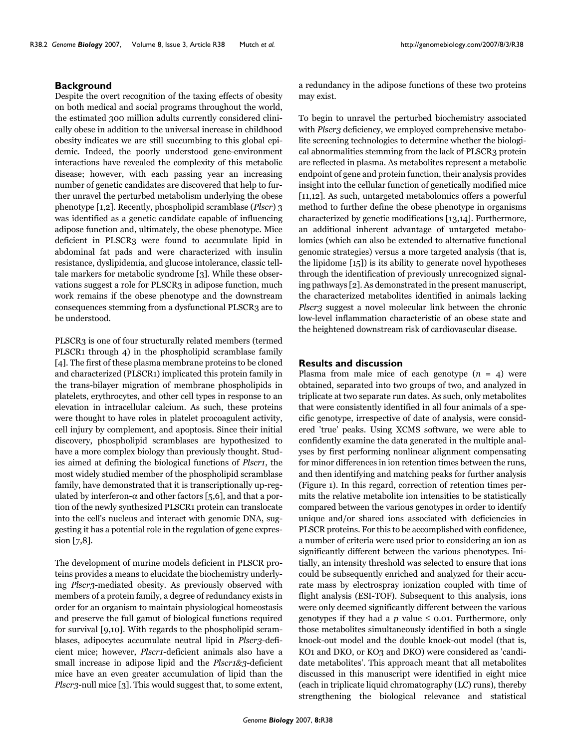## Background

Despite the overt recognition of the taxing effects of obesity on both medical and social programs throughout the world, the estimated 300 million adults currently considered clinically obese in addition to the universal increase in childhood obesity indicates we are still succumbing to this global epidemic. Indeed, the poorly understood gene-environment interactions have revealed the complexity of this metabolic disease; however, with each passing year an increasing number of genetic candidates are discovered that help to further unravel the perturbed metabolism underlying the obese phenotype [1,2]. Recently, phospholipid scramblase (*Plscr*) 3 was identified as a genetic candidate capable of influencing adipose function and, ultimately, the obese phenotype. Mice deficient in PLSCR3 were found to accumulate lipid in abdominal fat pads and were characterized with insulin resistance, dyslipidemia, and glucose intolerance, classic telltale markers for metabolic syndrome [3]. While these observations suggest a role for PLSCR3 in adipose function, much work remains if the obese phenotype and the downstream consequences stemming from a dysfunctional PLSCR3 are to be understood.

PLSCR3 is one of four structurally related members (termed PLSCR1 through 4) in the phospholipid scramblase family [4]. The first of these plasma membrane proteins to be cloned and characterized (PLSCR1) implicated this protein family in the trans-bilayer migration of membrane phospholipids in platelets, erythrocytes, and other cell types in response to an elevation in intracellular calcium. As such, these proteins were thought to have roles in platelet procoagulent activity, cell injury by complement, and apoptosis. Since their initial discovery, phospholipid scramblases are hypothesized to have a more complex biology than previously thought. Studies aimed at defining the biological functions of *Plscr1*, the most widely studied member of the phospholipid scramblase family, have demonstrated that it is transcriptionally up-regulated by interferon-$\alpha$ and other factors [5,6], and that a portion of the newly synthesized PLSCR1 protein can translocate into the cell's nucleus and interact with genomic DNA, suggesting it has a potential role in the regulation of gene expression [7,8].

The development of murine models deficient in PLSCR proteins provides a means to elucidate the biochemistry underlying *Plscr3*-mediated obesity. As previously observed with members of a protein family, a degree of redundancy exists in order for an organism to maintain physiological homeostasis and preserve the full gamut of biological functions required for survival [9,10]. With regards to the phospholipid scramblases, adipocytes accumulate neutral lipid in *Plscr3*-deficient mice; however, *Plscr1*-deficient animals also have a small increase in adipose lipid and the *Plscr1&3*-deficient mice have an even greater accumulation of lipid than the *Plscr3*-null mice [3]. This would suggest that, to some extent, a redundancy in the adipose functions of these two proteins may exist.

To begin to unravel the perturbed biochemistry associated with *Plscr3* deficiency, we employed comprehensive metabolite screening technologies to determine whether the biological abnormalities stemming from the lack of PLSCR3 protein are reflected in plasma. As metabolites represent a metabolic endpoint of gene and protein function, their analysis provides insight into the cellular function of genetically modified mice [11,12]. As such, untargeted metabolomics offers a powerful method to further define the obese phenotype in organisms characterized by genetic modifications [13,14]. Furthermore, an additional inherent advantage of untargeted metabolomics (which can also be extended to alternative functional genomic strategies) versus a more targeted analysis (that is, the lipidome [15]) is its ability to generate novel hypotheses through the identification of previously unrecognized signaling pathways [2]. As demonstrated in the present manuscript, the characterized metabolites identified in animals lacking *Plscr3* suggest a novel molecular link between the chronic low-level inflammation characteristic of an obese state and the heightened downstream risk of cardiovascular disease.

## Results and discussion

Plasma from male mice of each genotype ($n$ = 4) were obtained, separated into two groups of two, and analyzed in triplicate at two separate run dates. As such, only metabolites that were consistently identified in all four animals of a specific genotype, irrespective of date of analysis, were considered 'true' peaks. Using XCMS software, we were able to confidently examine the data generated in the multiple analyses by first performing nonlinear alignment compensating for minor differences in ion retention times between the runs, and then identifying and matching peaks for further analysis (Figure 1). In this regard, correction of retention times permits the relative metabolite ion intensities to be statistically compared between the various genotypes in order to identify unique and/or shared ions associated with deficiencies in PLSCR proteins. For this to be accomplished with confidence, a number of criteria were used prior to considering an ion as significantly different between the various phenotypes. Initially, an intensity threshold was selected to ensure that ions could be subsequently enriched and analyzed for their accurate mass by electrospray ionization coupled with time of flight analysis (ESI-TOF). Subsequent to this analysis, ions were only deemed significantly different between the various genotypes if they had a $p$ value $\leq$ 0.01. Furthermore, only those metabolites simultaneously identified in both a single knock-out model and the double knock-out model (that is, KO1 and DKO, or KO3 and DKO) were considered as 'candidate metabolites'. This approach meant that all metabolites discussed in this manuscript were identified in eight mice (each in triplicate liquid chromatography (LC) runs), thereby strengthening the biological relevance and statistical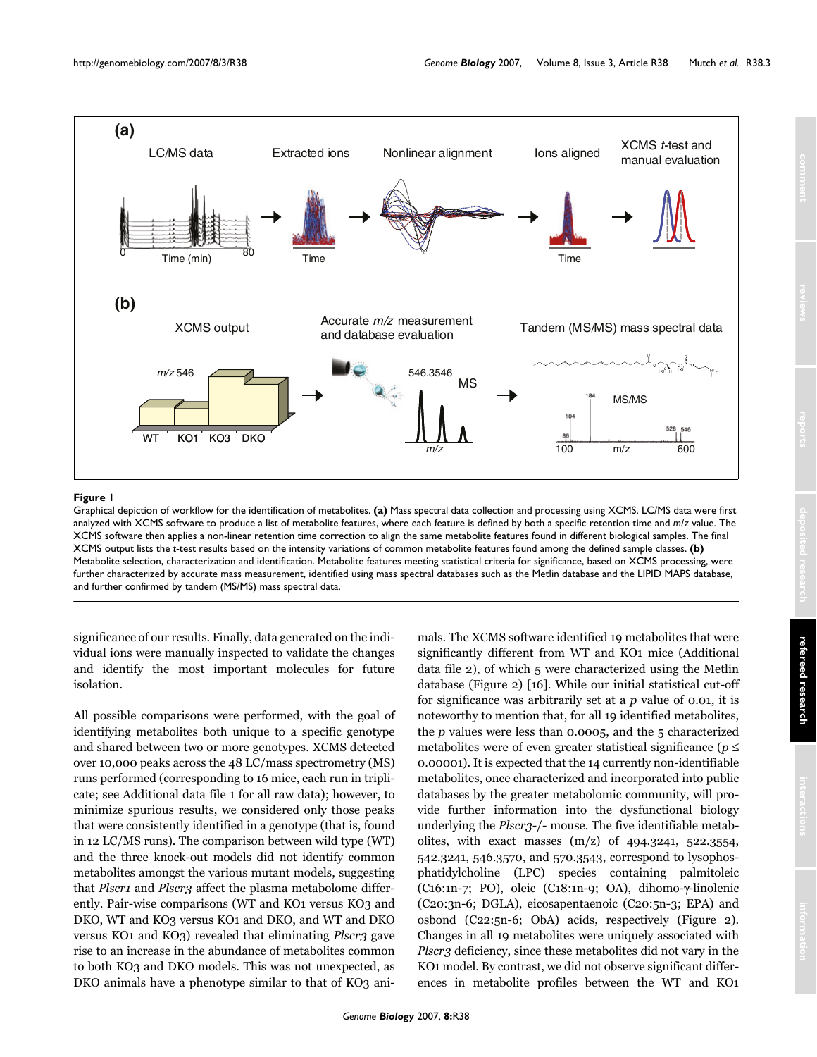**Figure 1**

Graphical depiction of workflow for the identification of metabolites. **(a)** Mass spectral data collection and processing using XCMS. LC/MS data were first analyzed with XCMS software to produce a list of metabolite features, where each feature is defined by both a specific retention time and *m/z* value. The XCMS software then applies a non-linear retention time correction to align the same metabolite features found in different biological samples. The final XCMS output lists the *t*-test results based on the intensity variations of common metabolite features found among the defined sample classes. **(b)** Metabolite selection, characterization and identification. Metabolite features meeting statistical criteria for significance, based on XCMS processing, were further characterized by accurate mass measurement, identified using mass spectral databases such as the Metlin database and the LIPID MAPS database, and further confirmed by tandem (MS/MS) mass spectral data.

significance of our results. Finally, data generated on the individual ions were manually inspected to validate the changes and identify the most important molecules for future isolation.

All possible comparisons were performed, with the goal of identifying metabolites both unique to a specific genotype and shared between two or more genotypes. XCMS detected over 10,000 peaks across the 48 LC/mass spectrometry (MS) runs performed (corresponding to 16 mice, each run in triplicate; see Additional data file 1 for all raw data); however, to minimize spurious results, we considered only those peaks that were consistently identified in a genotype (that is, found in 12 LC/MS runs). The comparison between wild type (WT) and the three knock-out models did not identify common metabolites amongst the various mutant models, suggesting that *Plscr1* and *Plscr3* affect the plasma metabolome differently. Pair-wise comparisons (WT and KO1 versus KO3 and DKO, WT and KO3 versus KO1 and DKO, and WT and DKO versus KO1 and KO3) revealed that eliminating *Plscr3* gave rise to an increase in the abundance of metabolites common to both KO3 and DKO models. This was not unexpected, as DKO animals have a phenotype similar to that of KO3 animals. The XCMS software identified 19 metabolites that were significantly different from WT and KO1 mice (Additional data file 2), of which 5 were characterized using the Metlin database (Figure 2) [16]. While our initial statistical cut-off for significance was arbitrarily set at a $p$ value of 0.01, it is noteworthy to mention that, for all 19 identified metabolites, the $p$ values were less than 0.0005, and the 5 characterized metabolites were of even greater statistical significance ($p \leq 0.00001$). It is expected that the 14 currently non-identifiable metabolites, once characterized and incorporated into public databases by the greater metabolomic community, will provide further information into the dysfunctional biology underlying the *Plscr3*-/- mouse. The five identifiable metabolites, with exact masses (m/z) of 494.3241, 522.3554, 542.3241, 546.3570, and 570.3543, correspond to lysophosphatidylcholine (LPC) species containing palmitoleic (C16:1n-7; PO), oleic (C18:1n-9; OA), dihomo-γ-linolenic (C20:3n-6; DGLA), eicosapentaenoic (C20:5n-3; EPA) and osbond (C22:5n-6; ObA) acids, respectively (Figure 2). Changes in all 19 metabolites were uniquely associated with *Plscr3* deficiency, since these metabolites did not vary in the KO1 model. By contrast, we did not observe significant differences in metabolite profiles between the WT and KO1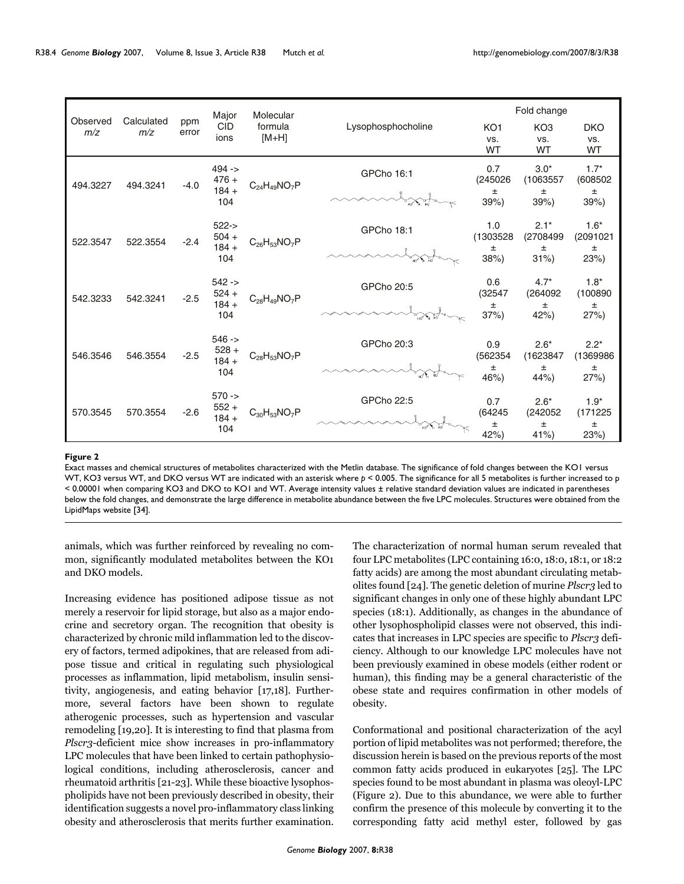| Observed m/z | Calculated m/z | ppm error | Major CID ions | Molecular formula [M+H] | Lysophosphocholine | Fold change | | |
|---|---|---|---|---|---|---|---|---|
| | | | | | | KO1 vs. WT | KO3 vs. WT | DKO vs. WT |
| 494.3227 | 494.3241 | -4.0 | 494 -> 476 + 184 + 104 | $C_{24}H_{49}NO_7P$ | GPCho 16:1 | 0.7 (245026 ± 39%) | 3.0* (1063557 ± 39%) | 1.7* (608502 ± 39%) |
| 522.3547 | 522.3554 | -2.4 | 522-> 504 + 184 + 104 | $C_{26}H_{53}NO_7P$ | GPCho 18:1 | 1.0 (1303528 ± 38%) | 2.1* (2708499 ± 31%) | 1.6* (2091021 ± 23%) |
| 542.3233 | 542.3241 | -2.5 | 542 -> 524 + 184 + 104 | $C_{28}H_{49}NO_7P$ | GPCho 20:5 | 0.6 (32547 ± 37%) | 4.7* (264092 ± 42%) | 1.8* (100890 ± 27%) |
| 546.3546 | 546.3554 | -2.5 | 546 -> 528 + 184 + 104 | $C_{28}H_{53}NO_7P$ | GPCho 20:3 | 0.9 (562354 ± 46%) | 2.6* (1623847 ± 44%) | 2.2* (1369986 ± 27%) |
| 570.3545 | 570.3554 | -2.6 | 570 -> 552 + 184 + 104 | $C_{30}H_{53}NO_7P$ | GPCho 22:5 | 0.7 (64245 ± 42%) | 2.6* (242052 ± 41%) | 1.9* (171225 ± 23%) |

**Figure 2**

Exact masses and chemical structures of metabolites characterized with the Metlin database. The significance of fold changes between the KO1 versus WT, KO3 versus WT, and DKO versus WT are indicated with an asterisk where $p < 0.005$. The significance for all 5 metabolites is further increased to $p < 0.00001$ when comparing KO3 and DKO to KO1 and WT. Average intensity values ± relative standard deviation values are indicated in parentheses below the fold changes, and demonstrate the large difference in metabolite abundance between the five LPC molecules. Structures were obtained from the LipidMaps website [34].

animals, which was further reinforced by revealing no common, significantly modulated metabolites between the KO1 and DKO models.

Increasing evidence has positioned adipose tissue as not merely a reservoir for lipid storage, but also as a major endocrine and secretory organ. The recognition that obesity is characterized by chronic mild inflammation led to the discovery of factors, termed adipokines, that are released from adipose tissue and critical in regulating such physiological processes as inflammation, lipid metabolism, insulin sensitivity, angiogenesis, and eating behavior [17,18]. Furthermore, several factors have been shown to regulate atherogenic processes, such as hypertension and vascular remodeling [19,20]. It is interesting to find that plasma from *Plscr3*-deficient mice show increases in pro-inflammatory LPC molecules that have been linked to certain pathophysiological conditions, including atherosclerosis, cancer and rheumatoid arthritis [21-23]. While these bioactive lysophospholipids have not been previously described in obesity, their identification suggests a novel pro-inflammatory class linking obesity and atherosclerosis that merits further examination.

The characterization of normal human serum revealed that four LPC metabolites (LPC containing 16:0, 18:0, 18:1, or 18:2 fatty acids) are among the most abundant circulating metabolites found [24]. The genetic deletion of murine *Plscr3* led to significant changes in only one of these highly abundant LPC species (18:1). Additionally, as changes in the abundance of other lysophospholipid classes were not observed, this indicates that increases in LPC species are specific to *Plscr3* deficiency. Although to our knowledge LPC molecules have not been previously examined in obese models (either rodent or human), this finding may be a general characteristic of the obese state and requires confirmation in other models of obesity.

Conformational and positional characterization of the acyl portion of lipid metabolites was not performed; therefore, the discussion herein is based on the previous reports of the most common fatty acids produced in eukaryotes [25]. The LPC species found to be most abundant in plasma was oleoyl-LPC (Figure 2). Due to this abundance, we were able to further confirm the presence of this molecule by converting it to the corresponding fatty acid methyl ester, followed by gas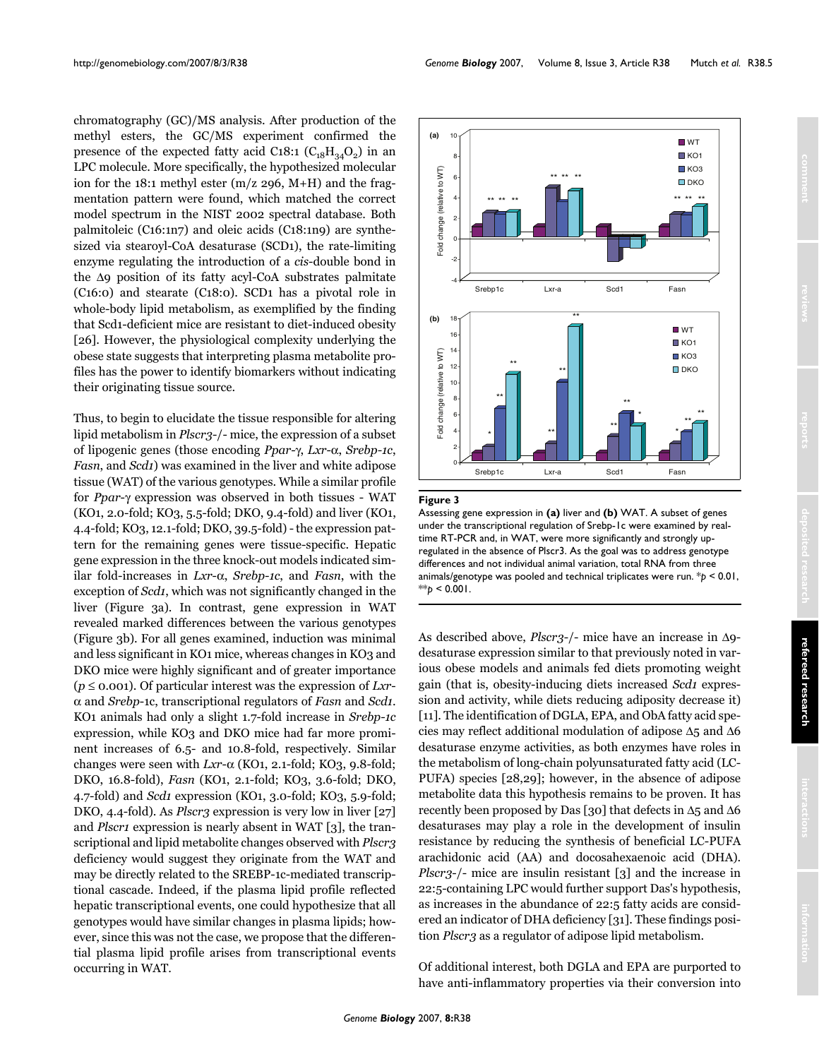chromatography (GC)/MS analysis. After production of the methyl esters, the GC/MS experiment confirmed the presence of the expected fatty acid C18:1 ($C_{18}H_{34}O_2$) in an LPC molecule. More specifically, the hypothesized molecular ion for the 18:1 methyl ester (m/z 296, M+H) and the fragmentation pattern were found, which matched the correct model spectrum in the NIST 2002 spectral database. Both palmitoleic (C16:1n7) and oleic acids (C18:1n9) are synthesized via stearoyl-CoA desaturase (SCD1), the rate-limiting enzyme regulating the introduction of a *cis*-double bond in the Δ9 position of its fatty acyl-CoA substrates palmitate (C16:0) and stearate (C18:0). SCD1 has a pivotal role in whole-body lipid metabolism, as exemplified by the finding that Scd1-deficient mice are resistant to diet-induced obesity [26]. However, the physiological complexity underlying the obese state suggests that interpreting plasma metabolite profiles has the power to identify biomarkers without indicating their originating tissue source.

Thus, to begin to elucidate the tissue responsible for altering lipid metabolism in *Plscr3*-/- mice, the expression of a subset of lipogenic genes (those encoding *Ppar-γ*, *Lxr-α*, *Srebp-1c*, *Fasn*, and *Scd1*) was examined in the liver and white adipose tissue (WAT) of the various genotypes. While a similar profile for *Ppar-γ* expression was observed in both tissues - WAT (KO1, 2.0-fold; KO3, 5.5-fold; DKO, 9.4-fold) and liver (KO1, 4.4-fold; KO3, 12.1-fold; DKO, 39.5-fold) - the expression pattern for the remaining genes were tissue-specific. Hepatic gene expression in the three knock-out models indicated similar fold-increases in *Lxr-α*, *Srebp-1c*, and *Fasn*, with the exception of *Scd1*, which was not significantly changed in the liver (Figure 3a). In contrast, gene expression in WAT revealed marked differences between the various genotypes (Figure 3b). For all genes examined, induction was minimal and less significant in KO1 mice, whereas changes in KO3 and DKO mice were highly significant and of greater importance ($p \leq 0.001$). Of particular interest was the expression of *Lxr-α* and *Srebp-1c*, transcriptional regulators of *Fasn* and *Scd1*. KO1 animals had only a slight 1.7-fold increase in *Srebp-1c* expression, while KO3 and DKO mice had far more prominent increases of 6.5- and 10.8-fold, respectively. Similar changes were seen with *Lxr-α* (KO1, 2.1-fold; KO3, 9.8-fold; DKO, 16.8-fold), *Fasn* (KO1, 2.1-fold; KO3, 3.6-fold; DKO, 4.7-fold) and *Scd1* expression (KO1, 3.0-fold; KO3, 5.9-fold; DKO, 4.4-fold). As *Plscr3* expression is very low in liver [27] and *Plscr1* expression is nearly absent in WAT [3], the transcriptional and lipid metabolite changes observed with *Plscr3* deficiency would suggest they originate from the WAT and may be directly related to the SREBP-1c-mediated transcriptional cascade. Indeed, if the plasma lipid profile reflected hepatic transcriptional events, one could hypothesize that all genotypes would have similar changes in plasma lipids; however, since this was not the case, we propose that the differential plasma lipid profile arises from transcriptional events occurring in WAT.

**Figure 3**

Assessing gene expression in **(a)** liver and **(b)** WAT. A subset of genes under the transcriptional regulation of Srebp-1c were examined by real-time RT-PCR and, in WAT, were more significantly and strongly up-regulated in the absence of Plscr3. As the goal was to address genotype differences and not individual animal variation, total RNA from three animals/genotype was pooled and technical triplicates were run. \*$p < 0.01$, \*\*$p < 0.001$.

As described above, *Plscr3*-/- mice have an increase in Δ9-desaturase expression similar to that previously noted in various obese models and animals fed diets promoting weight gain (that is, obesity-inducing diets increased *Scd1* expression and activity, while diets reducing adiposity decrease it) [11]. The identification of DGLA, EPA, and ObA fatty acid species may reflect additional modulation of adipose Δ5 and Δ6 desaturase enzyme activities, as both enzymes have roles in the metabolism of long-chain polyunsaturated fatty acid (LC-PUFA) species [28,29]; however, in the absence of adipose metabolite data this hypothesis remains to be proven. It has recently been proposed by Das [30] that defects in Δ5 and Δ6 desaturases may play a role in the development of insulin resistance by reducing the synthesis of beneficial LC-PUFA arachidonic acid (AA) and docosahexaenoic acid (DHA). *Plscr3*-/- mice are insulin resistant [3] and the increase in 22:5-containing LPC would further support Das's hypothesis, as increases in the abundance of 22:5 fatty acids are considered an indicator of DHA deficiency [31]. These findings position *Plscr3* as a regulator of adipose lipid metabolism.

Of additional interest, both DGLA and EPA are purported to have anti-inflammatory properties via their conversion into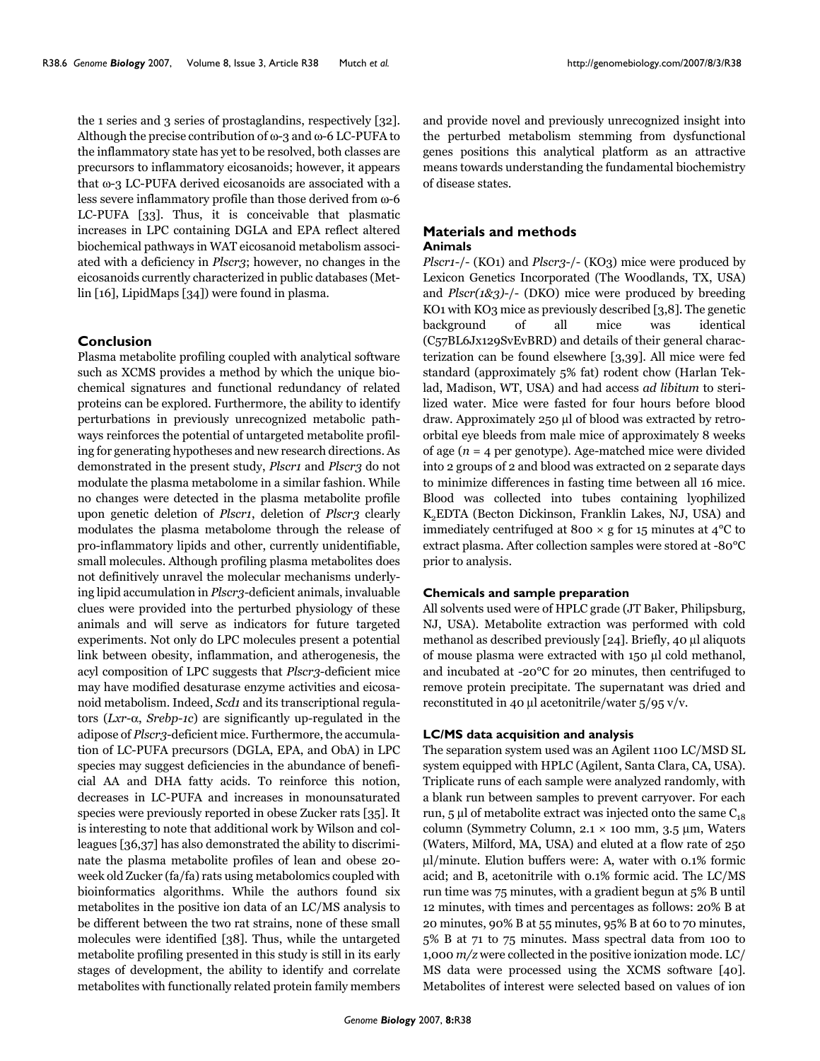the 1 series and 3 series of prostaglandins, respectively [32]. Although the precise contribution of ω-3 and ω-6 LC-PUFA to the inflammatory state has yet to be resolved, both classes are precursors to inflammatory eicosanoids; however, it appears that ω-3 LC-PUFA derived eicosanoids are associated with a less severe inflammatory profile than those derived from ω-6 LC-PUFA [33]. Thus, it is conceivable that plasmatic increases in LPC containing DGLA and EPA reflect altered biochemical pathways in WAT eicosanoid metabolism associated with a deficiency in *Plscr3*; however, no changes in the eicosanoids currently characterized in public databases (Metlin [16], LipidMaps [34]) were found in plasma.

## Conclusion

Plasma metabolite profiling coupled with analytical software such as XCMS provides a method by which the unique biochemical signatures and functional redundancy of related proteins can be explored. Furthermore, the ability to identify perturbations in previously unrecognized metabolic pathways reinforces the potential of untargeted metabolite profiling for generating hypotheses and new research directions. As demonstrated in the present study, *Plscr1* and *Plscr3* do not modulate the plasma metabolome in a similar fashion. While no changes were detected in the plasma metabolite profile upon genetic deletion of *Plscr1*, deletion of *Plscr3* clearly modulates the plasma metabolome through the release of pro-inflammatory lipids and other, currently unidentifiable, small molecules. Although profiling plasma metabolites does not definitively unravel the molecular mechanisms underlying lipid accumulation in *Plscr3*-deficient animals, invaluable clues were provided into the perturbed physiology of these animals and will serve as indicators for future targeted experiments. Not only do LPC molecules present a potential link between obesity, inflammation, and atherogenesis, the acyl composition of LPC suggests that *Plscr3*-deficient mice may have modified desaturase enzyme activities and eicosanoid metabolism. Indeed, *Scd1* and its transcriptional regulators (*Lxr*-α, *Srebp-1c*) are significantly up-regulated in the adipose of *Plscr3*-deficient mice. Furthermore, the accumulation of LC-PUFA precursors (DGLA, EPA, and ObA) in LPC species may suggest deficiencies in the abundance of beneficial AA and DHA fatty acids. To reinforce this notion, decreases in LC-PUFA and increases in monounsaturated species were previously reported in obese Zucker rats [35]. It is interesting to note that additional work by Wilson and colleagues [36,37] has also demonstrated the ability to discriminate the plasma metabolite profiles of lean and obese 20-week old Zucker (fa/fa) rats using metabolomics coupled with bioinformatics algorithms. While the authors found six metabolites in the positive ion data of an LC/MS analysis to be different between the two rat strains, none of these small molecules were identified [38]. Thus, while the untargeted metabolite profiling presented in this study is still in its early stages of development, the ability to identify and correlate metabolites with functionally related protein family members and provide novel and previously unrecognized insight into the perturbed metabolism stemming from dysfunctional genes positions this analytical platform as an attractive means towards understanding the fundamental biochemistry of disease states.

## Materials and methods

### Animals

*Plscr1*-/- (KO1) and *Plscr3*-/- (KO3) mice were produced by Lexicon Genetics Incorporated (The Woodlands, TX, USA) and *Plscr(1&3)*-/- (DKO) mice were produced by breeding KO1 with KO3 mice as previously described [3,8]. The genetic background of all mice was identical (C57BL6Jx129SvEvBRD) and details of their general characterization can be found elsewhere [3,39]. All mice were fed standard (approximately 5% fat) rodent chow (Harlan Teklad, Madison, WT, USA) and had access *ad libitum* to sterilized water. Mice were fasted for four hours before blood draw. Approximately 250 µl of blood was extracted by retro-orbital eye bleeds from male mice of approximately 8 weeks of age ($n = 4$ per genotype). Age-matched mice were divided into 2 groups of 2 and blood was extracted on 2 separate days to minimize differences in fasting time between all 16 mice. Blood was collected into tubes containing lyophilized $K_2$EDTA (Becton Dickinson, Franklin Lakes, NJ, USA) and immediately centrifuged at 800 × g for 15 minutes at 4°C to extract plasma. After collection samples were stored at -80°C prior to analysis.

### Chemicals and sample preparation

All solvents used were of HPLC grade (JT Baker, Philipsburg, NJ, USA). Metabolite extraction was performed with cold methanol as described previously [24]. Briefly, 40 µl aliquots of mouse plasma were extracted with 150 µl cold methanol, and incubated at -20°C for 20 minutes, then centrifuged to remove protein precipitate. The supernatant was dried and reconstituted in 40 µl acetonitrile/water 5/95 v/v.

### LC/MS data acquisition and analysis

The separation system used was an Agilent 1100 LC/MSD SL system equipped with HPLC (Agilent, Santa Clara, CA, USA). Triplicate runs of each sample were analyzed randomly, with a blank run between samples to prevent carryover. For each run, 5 µl of metabolite extract was injected onto the same $C_{18}$ column (Symmetry Column, 2.1 × 100 mm, 3.5 µm, Waters (Waters, Milford, MA, USA) and eluted at a flow rate of 250 µl/minute. Elution buffers were: A, water with 0.1% formic acid; and B, acetonitrile with 0.1% formic acid. The LC/MS run time was 75 minutes, with a gradient begun at 5% B until 12 minutes, with times and percentages as follows: 20% B at 20 minutes, 90% B at 55 minutes, 95% B at 60 to 70 minutes, 5% B at 71 to 75 minutes. Mass spectral data from 100 to 1,000 *m/z* were collected in the positive ionization mode. LC/MS data were processed using the XCMS software [40]. Metabolites of interest were selected based on values of ion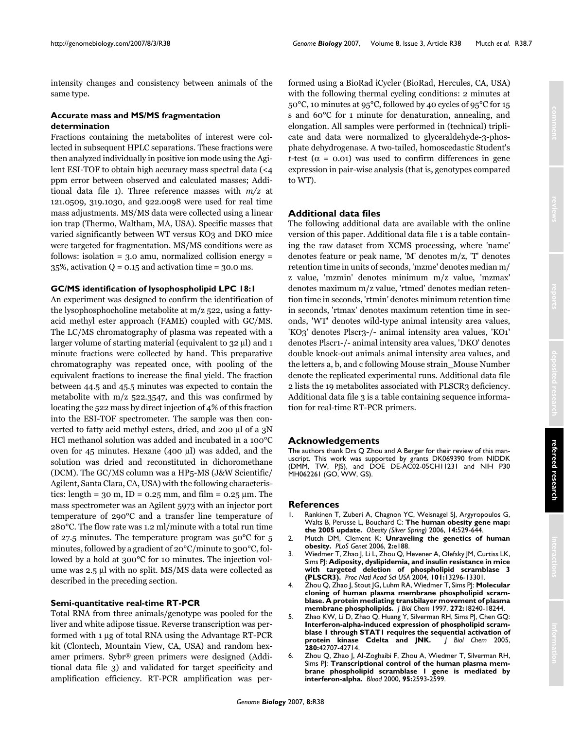intensity changes and consistency between animals of the same type.

### Accurate mass and MS/MS fragmentation determination

Fractions containing the metabolites of interest were collected in subsequent HPLC separations. These fractions were then analyzed individually in positive ion mode using the Agilent ESI-TOF to obtain high accuracy mass spectral data (<4 ppm error between observed and calculated masses; Additional data file 1). Three reference masses with *m/z* at 121.0509, 319.1030, and 922.0098 were used for real time mass adjustments. MS/MS data were collected using a linear ion trap (Thermo, Waltham, MA, USA). Specific masses that varied significantly between WT versus KO3 and DKO mice were targeted for fragmentation. MS/MS conditions were as follows: isolation = 3.0 amu, normalized collision energy = 35%, activation Q = 0.15 and activation time = 30.0 ms.

### GC/MS identification of lysophospholipid LPC 18:1

An experiment was designed to confirm the identification of the lysophosphocholine metabolite at m/z 522, using a fatty-acid methyl ester approach (FAME) coupled with GC/MS. The LC/MS chromatography of plasma was repeated with a larger volume of starting material (equivalent to 32 μl) and 1 minute fractions were collected by hand. This preparative chromatography was repeated once, with pooling of the equivalent fractions to increase the final yield. The fraction between 44.5 and 45.5 minutes was expected to contain the metabolite with m/z 522.3547, and this was confirmed by locating the 522 mass by direct injection of 4% of this fraction into the ESI-TOF spectrometer. The sample was then converted to fatty acid methyl esters, dried, and 200 μl of a 3N HCl methanol solution was added and incubated in a 100°C oven for 45 minutes. Hexane (400 μl) was added, and the solution was dried and reconstituted in dichoromethane (DCM). The GC/MS column was a HP5-MS (J&W Scientific/Agilent, Santa Clara, CA, USA) with the following characteristics: length = 30 m, ID = 0.25 mm, and film = 0.25 μm. The mass spectrometer was an Agilent 5973 with an injector port temperature of 290°C and a transfer line temperature of 280°C. The flow rate was 1.2 ml/minute with a total run time of 27.5 minutes. The temperature program was 50°C for 5 minutes, followed by a gradient of 20°C/minute to 300°C, followed by a hold at 300°C for 10 minutes. The injection volume was 2.5 μl with no split. MS/MS data were collected as described in the preceding section.

### Semi-quantitative real-time RT-PCR

Total RNA from three animals/genotype was pooled for the liver and white adipose tissue. Reverse transcription was performed with 1 μg of total RNA using the Advantage RT-PCR kit (Clontech, Mountain View, CA, USA) and random hexamer primers. Sybr® green primers were designed (Additional data file 3) and validated for target specificity and amplification efficiency. RT-PCR amplification was performed using a BioRad iCycler (BioRad, Hercules, CA, USA) with the following thermal cycling conditions: 2 minutes at 50°C, 10 minutes at 95°C, followed by 40 cycles of 95°C for 15 s and 60°C for 1 minute for denaturation, annealing, and elongation. All samples were performed in (technical) triplicate and data were normalized to glyceraldehyde-3-phosphate dehydrogenase. A two-tailed, homoscedastic Student's *t*-test ($\alpha = 0.01$) was used to confirm differences in gene expression in pair-wise analysis (that is, genotypes compared to WT).

## Additional data files

The following additional data are available with the online version of this paper. Additional data file 1 is a table containing the raw dataset from XCMS processing, where 'name' denotes feature or peak name, 'M' denotes m/z, 'T' denotes retention time in units of seconds, 'mzme' denotes median m/z value, 'mzmin' denotes minimum m/z value, 'mzmax' denotes maximum m/z value, 'rtmed' denotes median retention time in seconds, 'rtmin' denotes minimum retention time in seconds, 'rtmax' denotes maximum retention time in seconds, 'WT' denotes wild-type animal intensity area values, 'KO3' denotes Plscr3-/- animal intensity area values, 'KO1' denotes Plscr1-/- animal intensity area values, 'DKO' denotes double knock-out animals animal intensity area values, and the letters a, b, and c following Mouse strain_Mouse Number denote the replicated experimental runs. Additional data file 2 lists the 19 metabolites associated with PLSCR3 deficiency. Additional data file 3 is a table containing sequence information for real-time RT-PCR primers.

## Acknowledgements

The authors thank Drs Q Zhou and A Berger for their review of this manuscript. This work was supported by grants DK069390 from NIDDK (DMM, TW, PJS), and DOE DE-AC02-05CH11231 and NIH P30 MH062261 (GO, WW, GS).

## References

1. Rankinen T, Zuberi A, Chagnon YC, Weisnagel SJ, Argyropoulos G, Walts B, Perusse L, Bouchard C: **The human obesity gene map: the 2005 update.** *Obesity (Silver Spring)* 2006, **14:**529-644.
2. Mutch DM, Clement K: **Unraveling the genetics of human obesity.** *PLoS Genet* 2006, **2:**e188.
3. Wiedmer T, Zhao J, Li L, Zhou Q, Hevener A, Olefsky JM, Curtiss LK, Sims PJ: **Adiposity, dyslipidemia, and insulin resistance in mice with targeted deletion of phospholipid scramblase 3 (PLSCR3).** *Proc Natl Acad Sci USA* 2004, **101:**13296-13301.
4. Zhou Q, Zhao J, Stout JG, Luhm RA, Wiedmer T, Sims PJ: **Molecular cloning of human plasma membrane phospholipid scramblase. A protein mediating transbilayer movement of plasma membrane phospholipids.** *J Biol Chem* 1997, **272:**18240-18244.
5. Zhao KW, Li D, Zhao Q, Huang Y, Silverman RH, Sims PJ, Chen GQ: **Interferon-alpha-induced expression of phospholipid scramblase 1 through STAT1 requires the sequential activation of protein kinase Cdelta and JNK.** *J Biol Chem* 2005, **280:**42707-42714.
6. Zhou Q, Zhao J, Al-Zoghaibi F, Zhou A, Wiedmer T, Silverman RH, Sims PJ: **Transcriptional control of the human plasma membrane phospholipid scramblase 1 gene is mediated by interferon-alpha.** *Blood* 2000, **95:**2593-2599.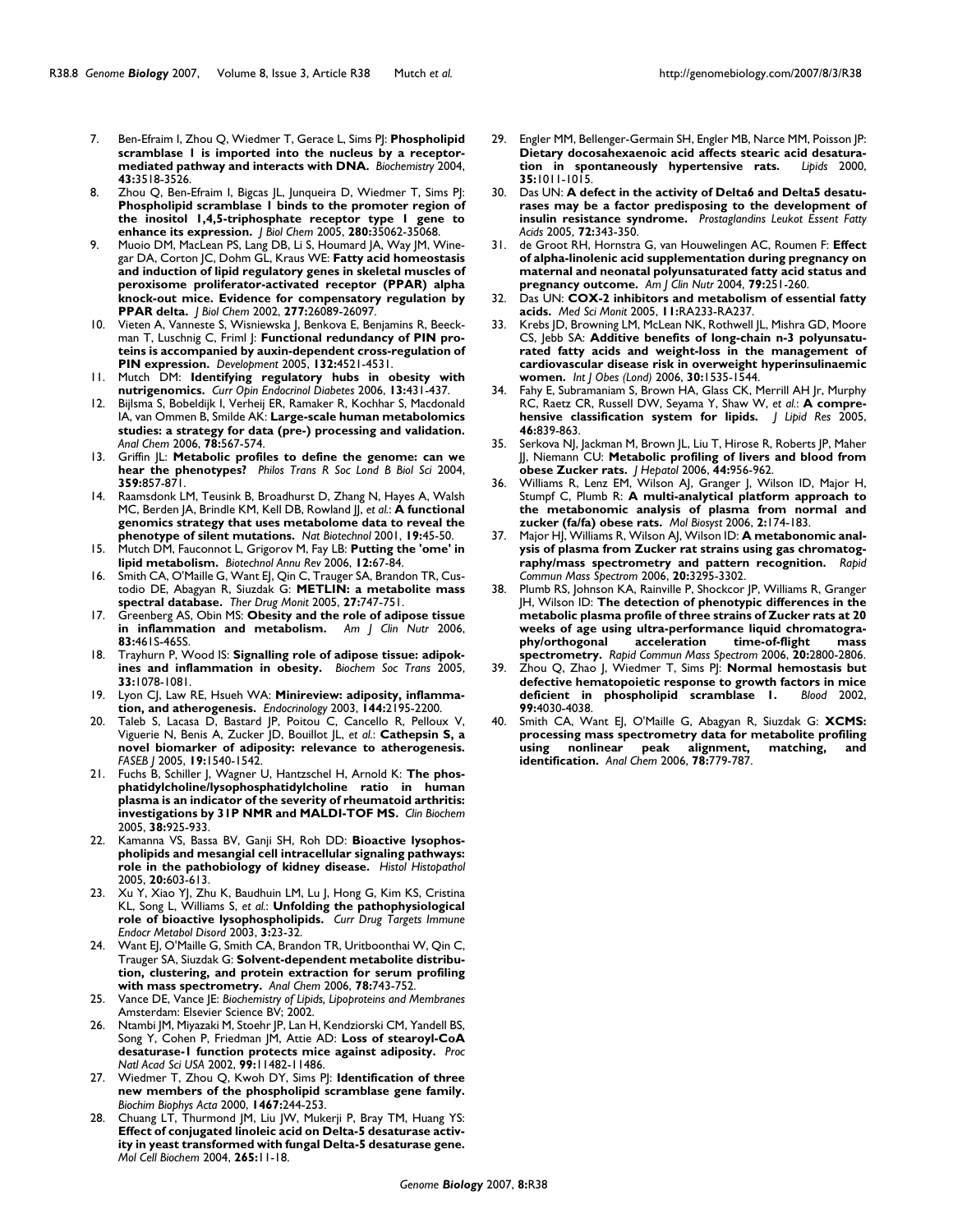7. Ben-Efraim I, Zhou Q, Wiedmer T, Gerace L, Sims PJ: **Phospholipid scramblase 1 is imported into the nucleus by a receptor-mediated pathway and interacts with DNA.** *Biochemistry* 2004, **43:**3518-3526.
8. Zhou Q, Ben-Efraim I, Bigcas JL, Junqueira D, Wiedmer T, Sims PJ: **Phospholipid scramblase 1 binds to the promoter region of the inositol 1,4,5-triphosphate receptor type 1 gene to enhance its expression.** *J Biol Chem* 2005, **280:**35062-35068.
9. Muoio DM, MacLean PS, Lang DB, Li S, Houmard JA, Way JM, Winegar DA, Corton JC, Dohm GL, Kraus WE: **Fatty acid homeostasis and induction of lipid regulatory genes in skeletal muscles of peroxisome proliferator-activated receptor (PPAR) alpha knock-out mice. Evidence for compensatory regulation by PPAR delta.** *J Biol Chem* 2002, **277:**26089-26097.
10. Vieten A, Vanneste S, Wisniewska J, Benkova E, Benjamins R, Beeckman T, Luschnig C, Friml J: **Functional redundancy of PIN proteins is accompanied by auxin-dependent cross-regulation of PIN expression.** *Development* 2005, **132:**4521-4531.
11. Mutch DM: **Identifying regulatory hubs in obesity with nutrigenomics.** *Curr Opin Endocrinol Diabetes* 2006, **13:**431-437.
12. Bijlsma S, Bobeldijk I, Verheij ER, Ramaker R, Kochhar S, Macdonald IA, van Ommen B, Smilde AK: **Large-scale human metabolomics studies: a strategy for data (pre-) processing and validation.** *Anal Chem* 2006, **78:**567-574.
13. Griffin JL: **Metabolic profiles to define the genome: can we hear the phenotypes?** *Philos Trans R Soc Lond B Biol Sci* 2004, **359:**857-871.
14. Raamsdonk LM, Teusink B, Broadhurst D, Zhang N, Hayes A, Walsh MC, Berden JA, Brindle KM, Kell DB, Rowland JJ, *et al.*: **A functional genomics strategy that uses metabolome data to reveal the phenotype of silent mutations.** *Nat Biotechnol* 2001, **19:**45-50.
15. Mutch DM, Fauconnot L, Grigorov M, Fay LB: **Putting the 'ome' in lipid metabolism.** *Biotechnol Annu Rev* 2006, **12:**67-84.
16. Smith CA, O'Maille G, Want EJ, Qin C, Trauger SA, Brandon TR, Custodio DE, Abagyan R, Siuzdak G: **METLIN: a metabolite mass spectral database.** *Ther Drug Monit* 2005, **27:**747-751.
17. Greenberg AS, Obin MS: **Obesity and the role of adipose tissue in inflammation and metabolism.** *Am J Clin Nutr* 2006, **83:**461S-465S.
18. Trayhurn P, Wood IS: **Signalling role of adipose tissue: adipokines and inflammation in obesity.** *Biochem Soc Trans* 2005, **33:**1078-1081.
19. Lyon CJ, Law RE, Hsueh WA: **Minireview: adiposity, inflammation, and atherogenesis.** *Endocrinology* 2003, **144:**2195-2200.
20. Taleb S, Lacasa D, Bastard JP, Poitou C, Cancello R, Pelloux V, Viguerie N, Benis A, Zucker JD, Bouillot JL, *et al.*: **Cathepsin S, a novel biomarker of adiposity: relevance to atherogenesis.** *FASEB J* 2005, **19:**1540-1542.
21. Fuchs B, Schiller J, Wagner U, Hantzschel H, Arnold K: **The phosphatidylcholine/lysophosphatidylcholine ratio in human plasma is an indicator of the severity of rheumatoid arthritis: investigations by 31P NMR and MALDI-TOF MS.** *Clin Biochem* 2005, **38:**925-933.
22. Kamanna VS, Bassa BV, Ganji SH, Roh DD: **Bioactive lysophospholipids and mesangial cell intracellular signaling pathways: role in the pathobiology of kidney disease.** *Histol Histopathol* 2005, **20:**603-613.
23. Xu Y, Xiao YJ, Zhu K, Baudhuin LM, Lu J, Hong G, Kim KS, Cristina KL, Song L, Williams S, *et al.*: **Unfolding the pathophysiological role of bioactive lysophospholipids.** *Curr Drug Targets Immune Endocr Metabol Disord* 2003, **3:**23-32.
24. Want EJ, O'Maille G, Smith CA, Brandon TR, Uritboonthai W, Qin C, Trauger SA, Siuzdak G: **Solvent-dependent metabolite distribution, clustering, and protein extraction for serum profiling with mass spectrometry.** *Anal Chem* 2006, **78:**743-752.
25. Vance DE, Vance JE: *Biochemistry of Lipids, Lipoproteins and Membranes* Amsterdam: Elsevier Science BV; 2002.
26. Ntambi JM, Miyazaki M, Stoehr JP, Lan H, Kendziorski CM, Yandell BS, Song Y, Cohen P, Friedman JM, Attie AD: **Loss of stearoyl-CoA desaturase-1 function protects mice against adiposity.** *Proc Natl Acad Sci USA* 2002, **99:**11482-11486.
27. Wiedmer T, Zhou Q, Kwoh DY, Sims PJ: **Identification of three new members of the phospholipid scramblase gene family.** *Biochim Biophys Acta* 2000, **1467:**244-253.
28. Chuang LT, Thurmond JM, Liu JW, Mukerji P, Bray TM, Huang YS: **Effect of conjugated linoleic acid on Delta-5 desaturase activity in yeast transformed with fungal Delta-5 desaturase gene.** *Mol Cell Biochem* 2004, **265:**11-18.
29. Engler MM, Bellenger-Germain SH, Engler MB, Narce MM, Poisson JP: **Dietary docosahexaenoic acid affects stearic acid desaturation in spontaneously hypertensive rats.** *Lipids* 2000, **35:**1011-1015.
30. Das UN: **A defect in the activity of Delta6 and Delta5 desaturases may be a factor predisposing to the development of insulin resistance syndrome.** *Prostaglandins Leukot Essent Fatty Acids* 2005, **72:**343-350.
31. de Groot RH, Hornstra G, van Houwelingen AC, Roumen F: **Effect of alpha-linolenic acid supplementation during pregnancy on maternal and neonatal polyunsaturated fatty acid status and pregnancy outcome.** *Am J Clin Nutr* 2004, **79:**251-260.
32. Das UN: **COX-2 inhibitors and metabolism of essential fatty acids.** *Med Sci Monit* 2005, **11:**RA233-RA237.
33. Krebs JD, Browning LM, McLean NK, Rothwell JL, Mishra GD, Moore CS, Jebb SA: **Additive benefits of long-chain n-3 polyunsaturated fatty acids and weight-loss in the management of cardiovascular disease risk in overweight hyperinsulinaemic women.** *Int J Obes (Lond)* 2006, **30:**1535-1544.
34. Fahy E, Subramaniam S, Brown HA, Glass CK, Merrill AH Jr, Murphy RC, Raetz CR, Russell DW, Seyama Y, Shaw W, *et al.*: **A comprehensive classification system for lipids.** *J Lipid Res* 2005, **46:**839-863.
35. Serkova NJ, Jackman M, Brown JL, Liu T, Hirose R, Roberts JP, Maher JJ, Niemann CU: **Metabolic profiling of livers and blood from obese Zucker rats.** *J Hepatol* 2006, **44:**956-962.
36. Williams R, Lenz EM, Wilson AJ, Granger J, Wilson ID, Major H, Stumpf C, Plumb R: **A multi-analytical platform approach to the metabonomic analysis of plasma from normal and zucker (fa/fa) obese rats.** *Mol Biosyst* 2006, **2:**174-183.
37. Major HJ, Williams R, Wilson AJ, Wilson ID: **A metabonomic analysis of plasma from Zucker rat strains using gas chromatography/mass spectrometry and pattern recognition.** *Rapid Commun Mass Spectrom* 2006, **20:**3295-3302.
38. Plumb RS, Johnson KA, Rainville P, Shockcor JP, Williams R, Granger JH, Wilson ID: **The detection of phenotypic differences in the metabolic plasma profile of three strains of Zucker rats at 20 weeks of age using ultra-performance liquid chromatography/orthogonal acceleration time-of-flight mass spectrometry.** *Rapid Commun Mass Spectrom* 2006, **20:**2800-2806.
39. Zhou Q, Zhao J, Wiedmer T, Sims PJ: **Normal hemostasis but defective hematopoietic response to growth factors in mice deficient in phospholipid scramblase 1.** *Blood* 2002, **99:**4030-4038.
40. Smith CA, Want EJ, O'Maille G, Abagyan R, Siuzdak G: **XCMS: processing mass spectrometry data for metabolite profiling using nonlinear peak alignment, matching, and identification.** *Anal Chem* 2006, **78:**779-787.